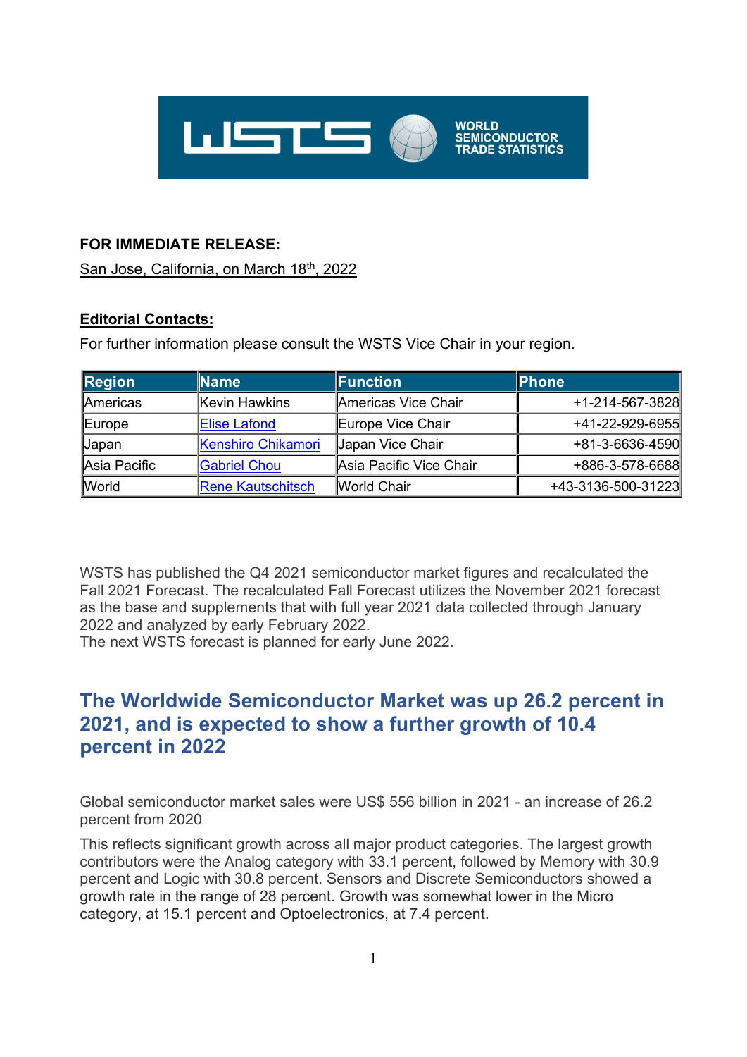**FOR IMMEDIATE RELEASE:**

San Jose, California, on March 18th, 2022

**Editorial Contacts:**

For further information please consult the WSTS Vice Chair in your region.

| Region | Name | Function | Phone |
|---|---|---|---|
| Americas | Kevin Hawkins | Americas Vice Chair | +1-214-567-3828 |
| Europe | Elise Lafond | Europe Vice Chair | +41-22-929-6955 |
| Japan | Kenshiro Chikamori | Japan Vice Chair | +81-3-6636-4590 |
| Asia Pacific | Gabriel Chou | Asia Pacific Vice Chair | +886-3-578-6688 |
| World | Rene Kautschitsch | World Chair | +43-3136-500-31223 |

WSTS has published the Q4 2021 semiconductor market figures and recalculated the Fall 2021 Forecast. The recalculated Fall Forecast utilizes the November 2021 forecast as the base and supplements that with full year 2021 data collected through January 2022 and analyzed by early February 2022.
The next WSTS forecast is planned for early June 2022.

## The Worldwide Semiconductor Market was up 26.2 percent in 2021, and is expected to show a further growth of 10.4 percent in 2022

Global semiconductor market sales were US$ 556 billion in 2021 - an increase of 26.2 percent from 2020

This reflects significant growth across all major product categories. The largest growth contributors were the Analog category with 33.1 percent, followed by Memory with 30.9 percent and Logic with 30.8 percent. Sensors and Discrete Semiconductors showed a growth rate in the range of 28 percent. Growth was somewhat lower in the Micro category, at 15.1 percent and Optoelectronics, at 7.4 percent.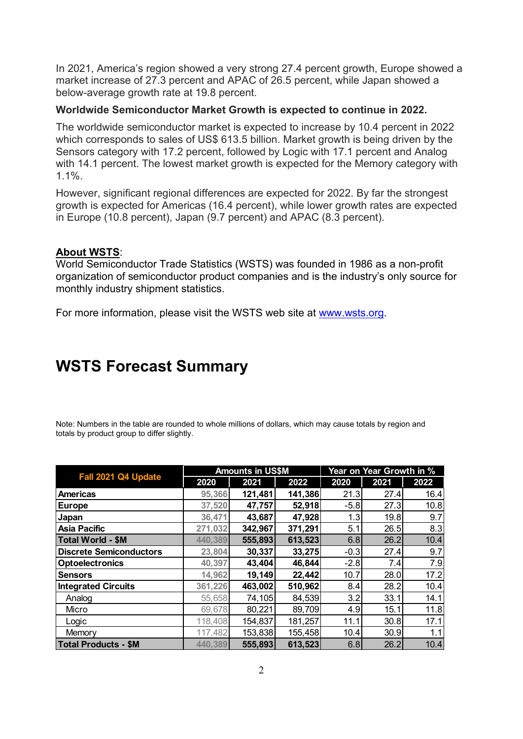In 2021, America's region showed a very strong 27.4 percent growth, Europe showed a market increase of 27.3 percent and APAC of 26.5 percent, while Japan showed a below-average growth rate at 19.8 percent.

**Worldwide Semiconductor Market Growth is expected to continue in 2022.**

The worldwide semiconductor market is expected to increase by 10.4 percent in 2022 which corresponds to sales of US$ 613.5 billion. Market growth is being driven by the Sensors category with 17.2 percent, followed by Logic with 17.1 percent and Analog with 14.1 percent. The lowest market growth is expected for the Memory category with 1.1%.

However, significant regional differences are expected for 2022. By far the strongest growth is expected for Americas (16.4 percent), while lower growth rates are expected in Europe (10.8 percent), Japan (9.7 percent) and APAC (8.3 percent).

**About WSTS**:
World Semiconductor Trade Statistics (WSTS) was founded in 1986 as a non-profit organization of semiconductor product companies and is the industry's only source for monthly industry shipment statistics.

For more information, please visit the WSTS web site at www.wsts.org.

# WSTS Forecast Summary

Note: Numbers in the table are rounded to whole millions of dollars, which may cause totals by region and totals by product group to differ slightly.

| Fall 2021 Q4 Update | Amounts in US$M | | | Year on Year Growth in % | | |
|---|---|---|---|---|---|---|
| | 2020 | 2021 | 2022 | 2020 | 2021 | 2022 |
| **Americas** | 95,366 | **121,481** | **141,386** | 21.3 | 27.4 | 16.4 |
| **Europe** | 37,520 | **47,757** | **52,918** | -5.8 | 27.3 | 10.8 |
| **Japan** | 36,471 | **43,687** | **47,928** | 1.3 | 19.8 | 9.7 |
| **Asia Pacific** | 271,032 | **342,967** | **371,291** | 5.1 | 26.5 | 8.3 |
| **Total World - $M** | 440,389 | **555,893** | **613,523** | 6.8 | 26.2 | 10.4 |
| **Discrete Semiconductors** | 23,804 | **30,337** | **33,275** | -0.3 | 27.4 | 9.7 |
| **Optoelectronics** | 40,397 | **43,404** | **46,844** | -2.8 | 7.4 | 7.9 |
| **Sensors** | 14,962 | **19,149** | **22,442** | 10.7 | 28.0 | 17.2 |
| **Integrated Circuits** | 361,226 | **463,002** | **510,962** | 8.4 | 28.2 | 10.4 |
| Analog | 55,658 | 74,105 | 84,539 | 3.2 | 33.1 | 14.1 |
| Micro | 69,678 | 80,221 | 89,709 | 4.9 | 15.1 | 11.8 |
| Logic | 118,408 | 154,837 | 181,257 | 11.1 | 30.8 | 17.1 |
| Memory | 117,482 | 153,838 | 155,458 | 10.4 | 30.9 | 1.1 |
| **Total Products - $M** | 440,389 | **555,893** | **613,523** | 6.8 | 26.2 | 10.4 |